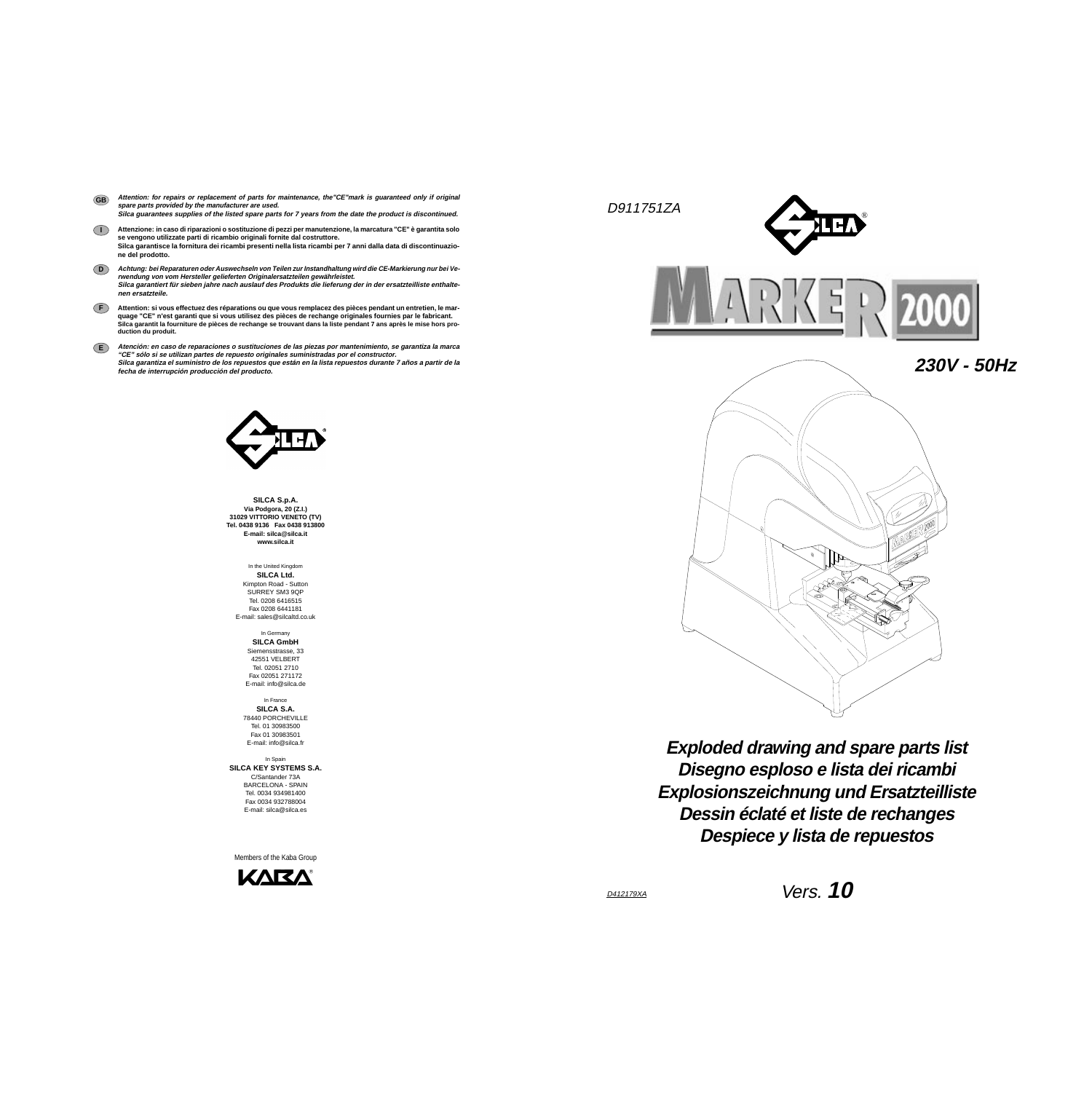**GB** *Attention: for repairs or replacement of parts for maintenance, the"CE"mark is guaranteed only if original spare parts provided by the manufacturer are used.*
*Silca guarantees supplies of the listed spare parts for 7 years from the date the product is discontinued.*

**I** Attenzione: in caso di riparazioni o sostituzione di pezzi per manutenzione, la marcatura "CE" è garantita solo se vengono utilizzate parti di ricambio originali fornite dal costruttore.
Silca garantisce la fornitura dei ricambi presenti nella lista ricambi per 7 anni dalla data di discontinuazione del prodotto.

**D** *Achtung: bei Reparaturen oder Auswechseln von Teilen zur Instandhaltung wird die CE-Markierung nur bei Verwendung von vom Hersteller gelieferten Originalersatzteilen gewährleistet.*
*Silca garantiert für sieben jahre nach auslauf des Produkts die lieferung der in der ersatzteilliste enthaltenen ersatzteile.*

**F** Attention: si vous effectuez des réparations ou que vous remplacez des pièces pendant un entretien, le marquage "CE" n'est garanti que si vous utilisez des pièces de rechange originales fournies par le fabricant.
Silca garantit la fourniture de pièces de rechange se trouvant dans la liste pendant 7 ans après le mise hors production du produit.

**E** *Atención: en caso de reparaciones o sustituciones de las piezas por mantenimiento, se garantiza la marca "CE" sólo si se utilizan partes de repuesto originales suministradas por el constructor.*
*Silca garantiza el suministro de los repuestos que están en la lista repuestos durante 7 años a partir de la fecha de interrupción producción del producto.*

**SILCA S.p.A.**
**Via Podgora, 20 (Z.I.)**
**31029 VITTORIO VENETO (TV)**
**Tel. 0438 9136 Fax 0438 913800**
**E-mail: silca@silca.it**
**www.silca.it**

In the United Kingdom
**SILCA Ltd.**
Kimpton Road - Sutton
SURREY SM3 9QP
Tel. 0208 6416515
Fax 0208 6441181
E-mail: sales@silcaltd.co.uk

In Germany
**SILCA GmbH**
Siemensstrasse, 33
42551 VELBERT
Tel. 02051 2710
Fax 02051 271172
E-mail: info@silca.de

In France
**SILCA S.A.**
78440 PORCHEVILLE
Tel. 01 30983500
Fax 01 30983501
E-mail: info@silca.fr

In Spain
**SILCA KEY SYSTEMS S.A.**
C/Santander 73A
BARCELONA - SPAIN
Tel. 0034 934981400
Fax 0034 932788004
E-mail: silca@silca.es

Members of the Kaba Group

KABA

*D911751ZA*

SILCA

# MARKER 2000

***230V - 50Hz***

## *Exploded drawing and spare parts list*
## *Disegno esploso e lista dei ricambi*
## *Explosionszeichnung und Ersatzteilliste*
## *Dessin éclaté et liste de rechanges*
## *Despiece y lista de repuestos*

*D412179XA*

*Vers.* ***10***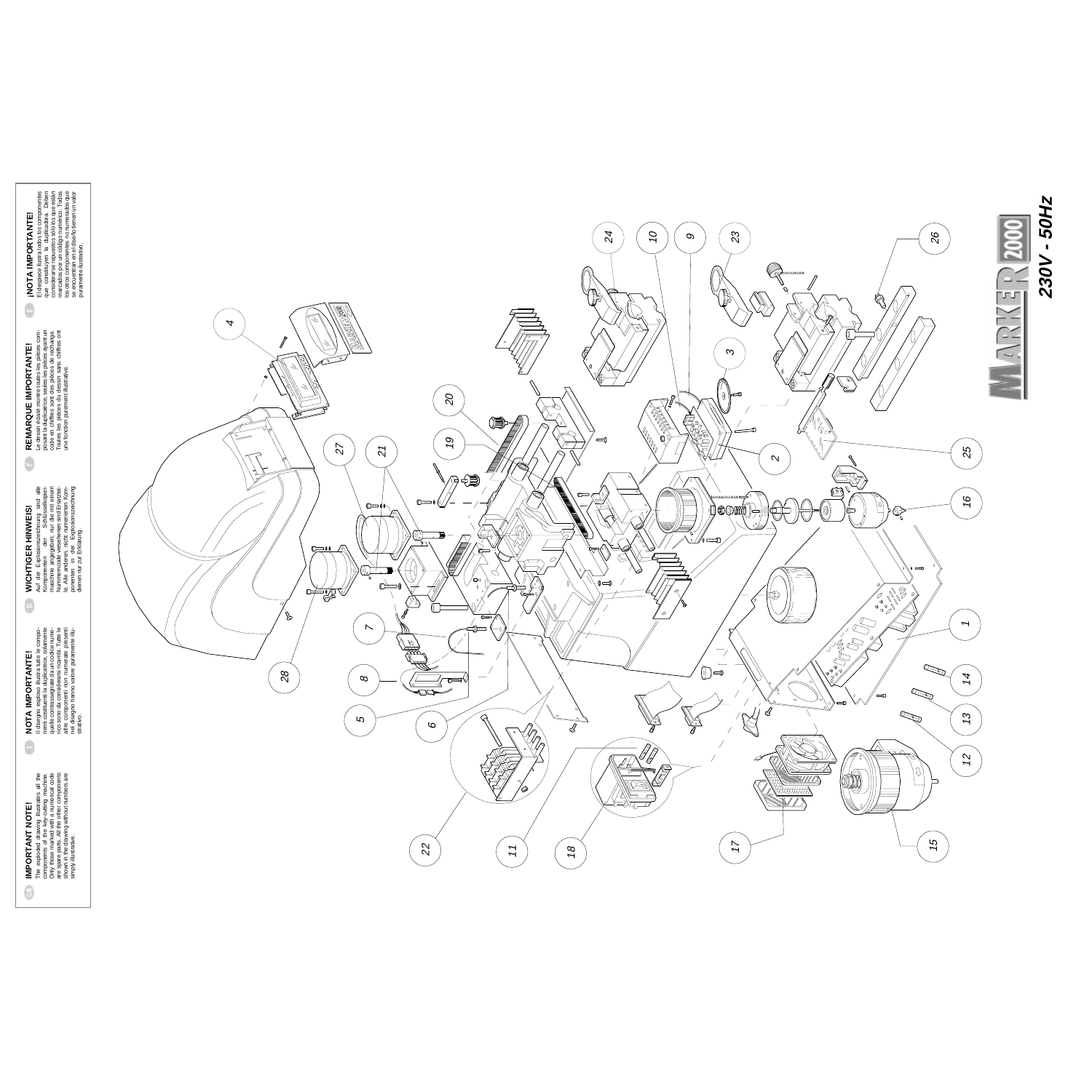**IMPORTANT NOTE!**
The exploded drawing illustrates all the components of the key-cutting machine. Only those marked with a numerical code are spare parts. All the other components shown in the drawing without numbers are simply illustrative.

**NOTA IMPORTANTE!**
Il disegno esploso illustra tutte le componenti costituenti la duplicatrice, solamente quelle contrassegnate da un codice numerico sono da considerarsi ricambi. Tutte le altre componenti non numerate presenti nel disegno hanno valore puramente illustrativo.

**WICHTIGER HINWEIS!**
Auf der Explosionszeichnung sind alle Komponenten der Schlüsselkopiermaschine angegeben; nur die mit einem Nummerncode versehenen sind Ersatzteile. Alle anderen, nicht numerierten Komponenten in der Explosionszeichnung dienen nur zur Erklärung.

**REMARQUE IMPORTANTE!**
Le dessin éclaté montre toutes les pièces composant la duplicatrice, seules les pièces ayant un code en chiffres sont des pièces de rechange. Toutes les pièces du dessin sans chiffres ont une fonction purement illustrative.

**¡NOTA IMPORTANTE!**
El despiece ilustra todos los componentes que constituyen la duplicadora. Deben considerarse repuestos sólo los que están marcados por un código numérico. Todos los otros componentes no numerados que se encuentran en el diseño tienen un valor puramente ilustrativo.

1 2 3 4 5 6 7 8 9 10 11 12 13 14 15 16 17 18 19 20 21 22 23 24 25 26 27 28

MARKER 2000

230V - 50Hz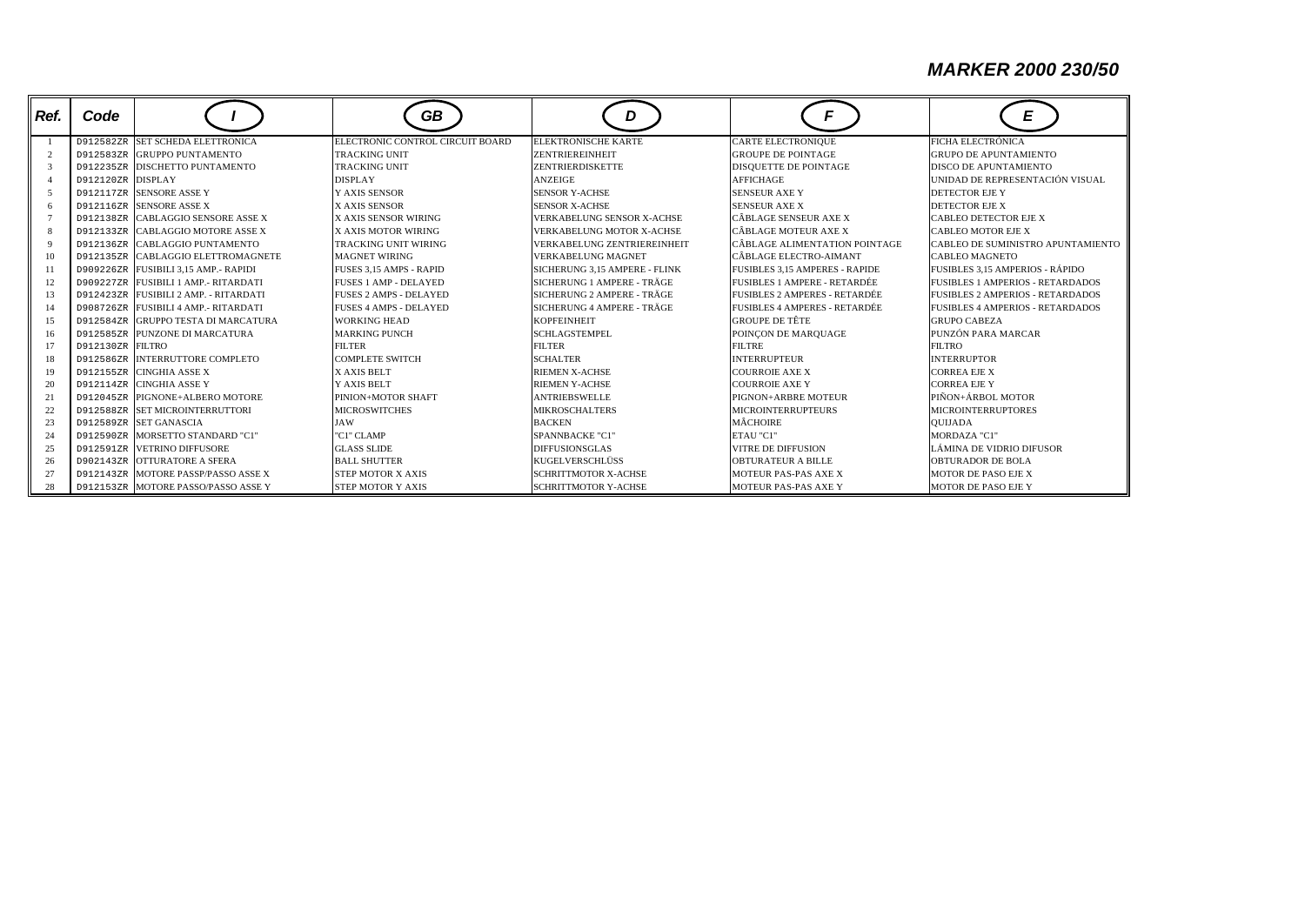# MARKER 2000 230/50

| Ref. | Code | I | GB | D | F | E |
|---|---|---|---|---|---|---|
| 1 | D912582ZR | SET SCHEDA ELETTRONICA | ELECTRONIC CONTROL CIRCUIT BOARD | ELEKTRONISCHE KARTE | CARTE ELECTRONIQUE | FICHA ELECTRÓNICA |
| 2 | D912583ZR | GRUPPO PUNTAMENTO | TRACKING UNIT | ZENTRIEREINHEIT | GROUPE DE POINTAGE | GRUPO DE APUNTAMIENTO |
| 3 | D912235ZR | DISCHETTO PUNTAMENTO | TRACKING UNIT | ZENTRIERDISKETTE | DISQUETTE DE POINTAGE | DISCO DE APUNTAMIENTO |
| 4 | D912120ZR | DISPLAY | DISPLAY | ANZEIGE | AFFICHAGE | UNIDAD DE REPRESENTACIÓN VISUAL |
| 5 | D912117ZR | SENSORE ASSE Y | Y AXIS SENSOR | SENSOR Y-ACHSE | SENSEUR AXE Y | DETECTOR EJE Y |
| 6 | D912116ZR | SENSORE ASSE X | X AXIS SENSOR | SENSOR X-ACHSE | SENSEUR AXE X | DETECTOR EJE X |
| 7 | D912138ZR | CABLAGGIO SENSORE ASSE X | X AXIS SENSOR WIRING | VERKABELUNG SENSOR X-ACHSE | CÂBLAGE SENSEUR AXE X | CABLEO DETECTOR EJE X |
| 8 | D912133ZR | CABLAGGIO MOTORE ASSE X | X AXIS MOTOR WIRING | VERKABELUNG MOTOR X-ACHSE | CÂBLAGE MOTEUR AXE X | CABLEO MOTOR EJE X |
| 9 | D912136ZR | CABLAGGIO PUNTAMENTO | TRACKING UNIT WIRING | VERKABELUNG ZENTRIEREINHEIT | CÂBLAGE ALIMENTATION POINTAGE | CABLEO DE SUMINISTRO APUNTAMIENTO |
| 10 | D912135ZR | CABLAGGIO ELETTROMAGNETE | MAGNET WIRING | VERKABELUNG MAGNET | CÂBLAGE ELECTRO-AIMANT | CABLEO MAGNETO |
| 11 | D909226ZR | FUSIBILI 3,15 AMP.- RAPIDI | FUSES 3,15 AMPS - RAPID | SICHERUNG 3,15 AMPERE - FLINK | FUSIBLES 3,15 AMPERES - RAPIDE | FUSIBLES 3,15 AMPERIOS - RÁPIDO |
| 12 | D909227ZR | FUSIBILI 1 AMP.- RITARDATI | FUSES 1 AMP - DELAYED | SICHERUNG 1 AMPERE - TRÄGE | FUSIBLES 1 AMPERE - RETARDÉE | FUSIBLES 1 AMPERIOS - RETARDADOS |
| 13 | D912423ZR | FUSIBILI 2 AMP. - RITARDATI | FUSES 2 AMPS - DELAYED | SICHERUNG 2 AMPERE - TRÄGE | FUSIBLES 2 AMPERES - RETARDÉE | FUSIBLES 2 AMPERIOS - RETARDADOS |
| 14 | D908726ZR | FUSIBILI 4 AMP.- RITARDATI | FUSES 4 AMPS - DELAYED | SICHERUNG 4 AMPERE - TRÄGE | FUSIBLES 4 AMPERES - RETARDÉE | FUSIBLES 4 AMPERIOS - RETARDADOS |
| 15 | D912584ZR | GRUPPO TESTA DI MARCATURA | WORKING HEAD | KOPFEINHEIT | GROUPE DE TÊTE | GRUPO CABEZA |
| 16 | D912585ZR | PUNZONE DI MARCATURA | MARKING PUNCH | SCHLAGSTEMPEL | POINÇON DE MARQUAGE | PUNZÓN PARA MARCAR |
| 17 | D912130ZR | FILTRO | FILTER | FILTER | FILTRE | FILTRO |
| 18 | D912586ZR | INTERRUTTORE COMPLETO | COMPLETE SWITCH | SCHALTER | INTERRUPTEUR | INTERRUPTOR |
| 19 | D912155ZR | CINGHIA ASSE X | X AXIS BELT | RIEMEN X-ACHSE | COURROIE AXE X | CORREA EJE X |
| 20 | D912114ZR | CINGHIA ASSE Y | Y AXIS BELT | RIEMEN Y-ACHSE | COURROIE AXE Y | CORREA EJE Y |
| 21 | D912045ZR | PIGNONE+ALBERO MOTORE | PINION+MOTOR SHAFT | ANTRIEBSWELLE | PIGNON+ARBRE MOTEUR | PIÑON+ÁRBOL MOTOR |
| 22 | D912588ZR | SET MICROINTERRUTTORI | MICROSWITCHES | MIKROSCHALTERS | MICROINTERRUPTEURS | MICROINTERRUPTORES |
| 23 | D912589ZR | SET GANASCIA | JAW | BACKEN | MÂCHOIRE | QUIJADA |
| 24 | D912590ZR | MORSETTO STANDARD "C1" | "C1" CLAMP | SPANNBACKE "C1" | ETAU "C1" | MORDAZA "C1" |
| 25 | D912591ZR | VETRINO DIFFUSORE | GLASS SLIDE | DIFFUSIONSGLAS | VITRE DE DIFFUSION | LÁMINA DE VIDRIO DIFUSOR |
| 26 | D902143ZR | OTTURATORE A SFERA | BALL SHUTTER | KUGELVERSCHLÜSS | OBTURATEUR A BILLE | OBTURADOR DE BOLA |
| 27 | D912143ZR | MOTORE PASSP/PASSO ASSE X | STEP MOTOR X AXIS | SCHRITTMOTOR X-ACHSE | MOTEUR PAS-PAS AXE X | MOTOR DE PASO EJE X |
| 28 | D912153ZR | MOTORE PASSO/PASSO ASSE Y | STEP MOTOR Y AXIS | SCHRITTMOTOR Y-ACHSE | MOTEUR PAS-PAS AXE Y | MOTOR DE PASO EJE Y |